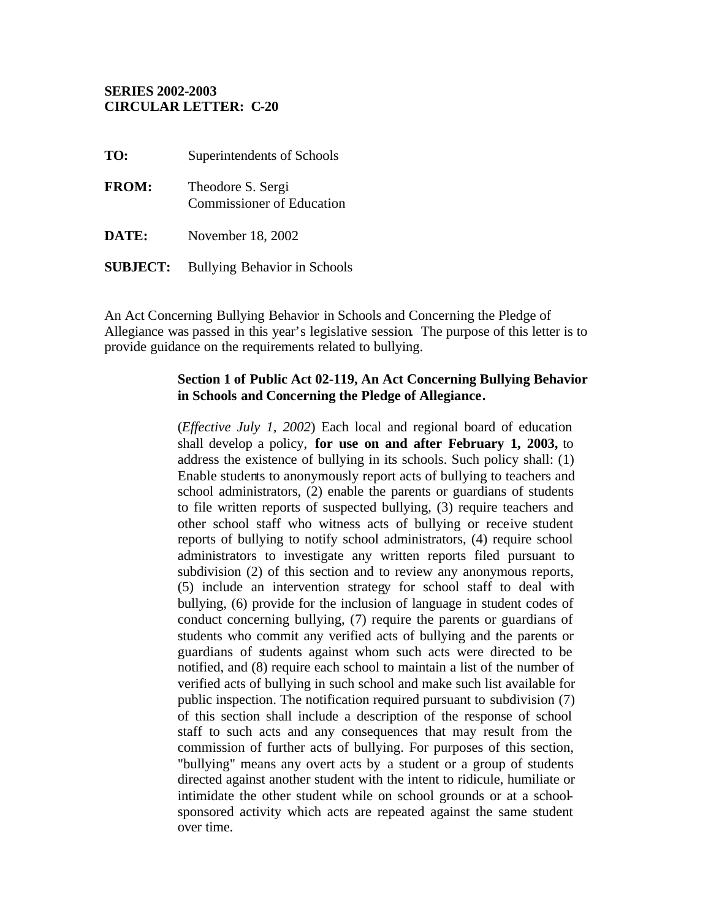**SERIES 2002-2003**
**CIRCULAR LETTER: C-20**

**TO:** Superintendents of Schools

**FROM:** Theodore S. Sergi
Commissioner of Education

**DATE:** November 18, 2002

**SUBJECT:** Bullying Behavior in Schools

An Act Concerning Bullying Behavior in Schools and Concerning the Pledge of Allegiance was passed in this year's legislative session. The purpose of this letter is to provide guidance on the requirements related to bullying.

> **Section 1 of Public Act 02-119, An Act Concerning Bullying Behavior in Schools and Concerning the Pledge of Allegiance.**
>
> (*Effective July 1, 2002*) Each local and regional board of education shall develop a policy, **for use on and after February 1, 2003,** to address the existence of bullying in its schools. Such policy shall: (1) Enable students to anonymously report acts of bullying to teachers and school administrators, (2) enable the parents or guardians of students to file written reports of suspected bullying, (3) require teachers and other school staff who witness acts of bullying or receive student reports of bullying to notify school administrators, (4) require school administrators to investigate any written reports filed pursuant to subdivision (2) of this section and to review any anonymous reports, (5) include an intervention strategy for school staff to deal with bullying, (6) provide for the inclusion of language in student codes of conduct concerning bullying, (7) require the parents or guardians of students who commit any verified acts of bullying and the parents or guardians of students against whom such acts were directed to be notified, and (8) require each school to maintain a list of the number of verified acts of bullying in such school and make such list available for public inspection. The notification required pursuant to subdivision (7) of this section shall include a description of the response of school staff to such acts and any consequences that may result from the commission of further acts of bullying. For purposes of this section, "bullying" means any overt acts by a student or a group of students directed against another student with the intent to ridicule, humiliate or intimidate the other student while on school grounds or at a school-sponsored activity which acts are repeated against the same student over time.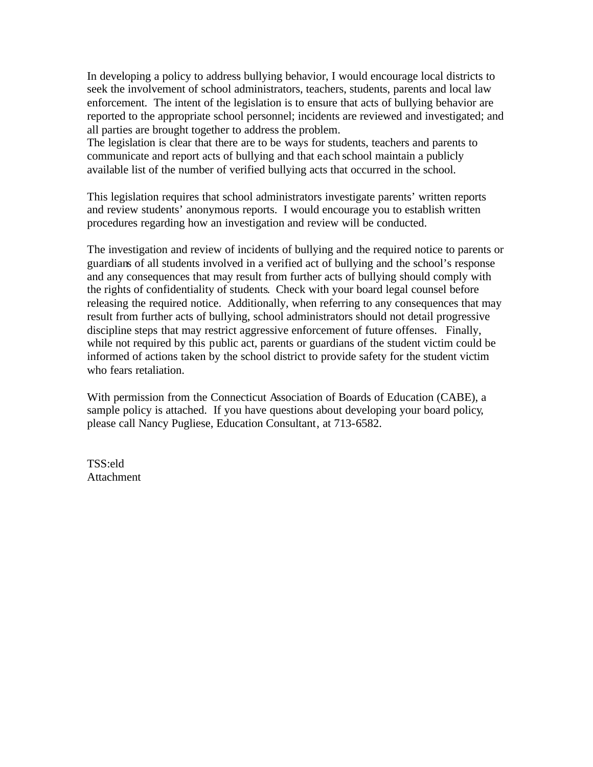In developing a policy to address bullying behavior, I would encourage local districts to seek the involvement of school administrators, teachers, students, parents and local law enforcement. The intent of the legislation is to ensure that acts of bullying behavior are reported to the appropriate school personnel; incidents are reviewed and investigated; and all parties are brought together to address the problem.
The legislation is clear that there are to be ways for students, teachers and parents to communicate and report acts of bullying and that each school maintain a publicly available list of the number of verified bullying acts that occurred in the school.

This legislation requires that school administrators investigate parents' written reports and review students' anonymous reports. I would encourage you to establish written procedures regarding how an investigation and review will be conducted.

The investigation and review of incidents of bullying and the required notice to parents or guardians of all students involved in a verified act of bullying and the school's response and any consequences that may result from further acts of bullying should comply with the rights of confidentiality of students. Check with your board legal counsel before releasing the required notice. Additionally, when referring to any consequences that may result from further acts of bullying, school administrators should not detail progressive discipline steps that may restrict aggressive enforcement of future offenses. Finally, while not required by this public act, parents or guardians of the student victim could be informed of actions taken by the school district to provide safety for the student victim who fears retaliation.

With permission from the Connecticut Association of Boards of Education (CABE), a sample policy is attached. If you have questions about developing your board policy, please call Nancy Pugliese, Education Consultant, at 713-6582.

TSS:eld
Attachment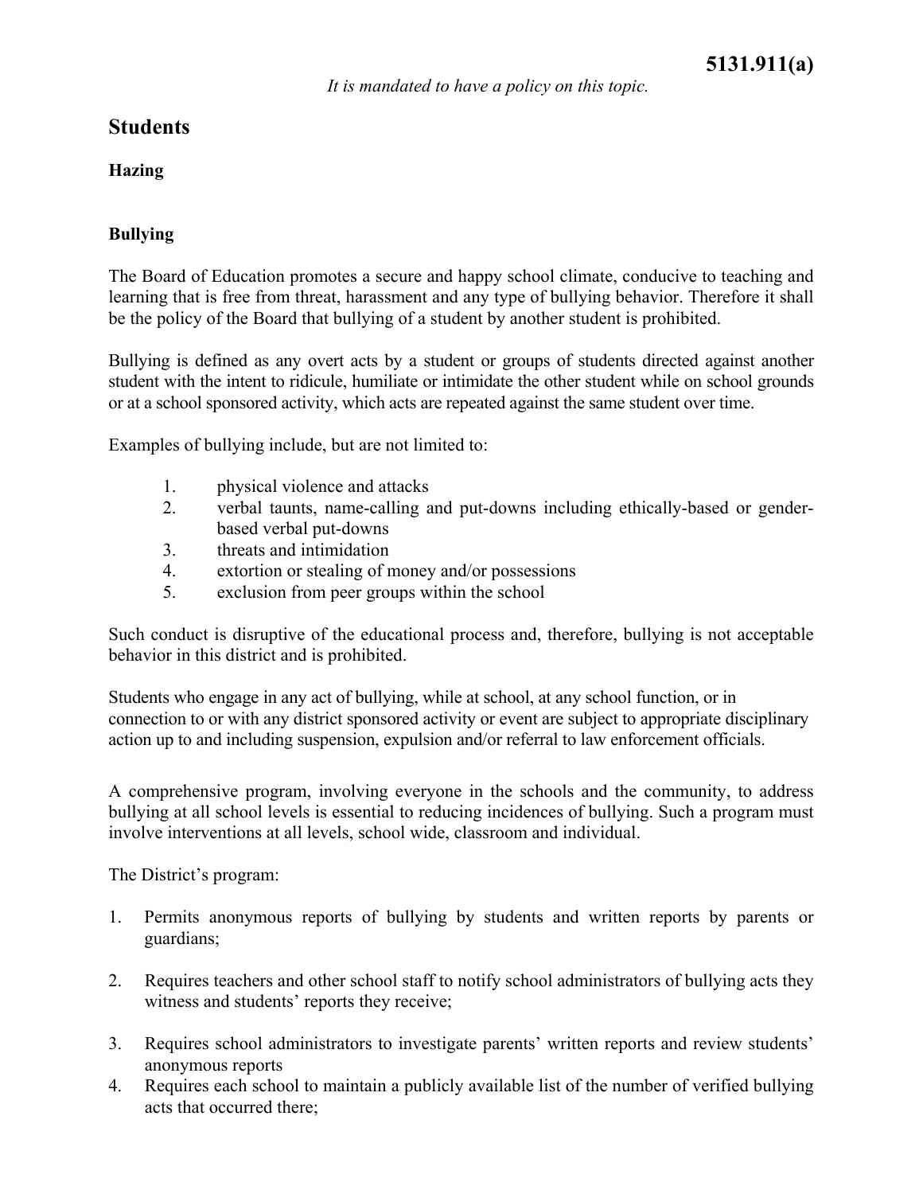**5131.911(a)**

*It is mandated to have a policy on this topic.*

## Students

### Hazing

### Bullying

The Board of Education promotes a secure and happy school climate, conducive to teaching and learning that is free from threat, harassment and any type of bullying behavior. Therefore it shall be the policy of the Board that bullying of a student by another student is prohibited.

Bullying is defined as any overt acts by a student or groups of students directed against another student with the intent to ridicule, humiliate or intimidate the other student while on school grounds or at a school sponsored activity, which acts are repeated against the same student over time.

Examples of bullying include, but are not limited to:

1. physical violence and attacks
2. verbal taunts, name-calling and put-downs including ethically-based or gender-based verbal put-downs
3. threats and intimidation
4. extortion or stealing of money and/or possessions
5. exclusion from peer groups within the school

Such conduct is disruptive of the educational process and, therefore, bullying is not acceptable behavior in this district and is prohibited.

Students who engage in any act of bullying, while at school, at any school function, or in connection to or with any district sponsored activity or event are subject to appropriate disciplinary action up to and including suspension, expulsion and/or referral to law enforcement officials.

A comprehensive program, involving everyone in the schools and the community, to address bullying at all school levels is essential to reducing incidences of bullying. Such a program must involve interventions at all levels, school wide, classroom and individual.

The District's program:

1. Permits anonymous reports of bullying by students and written reports by parents or guardians;
2. Requires teachers and other school staff to notify school administrators of bullying acts they witness and students' reports they receive;
3. Requires school administrators to investigate parents' written reports and review students' anonymous reports
4. Requires each school to maintain a publicly available list of the number of verified bullying acts that occurred there;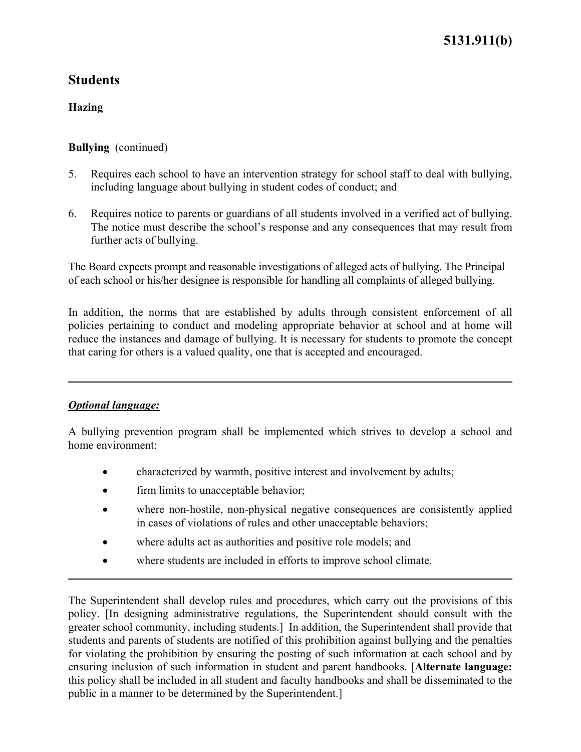## Students

### Hazing

**Bullying** (continued)

5. Requires each school to have an intervention strategy for school staff to deal with bullying, including language about bullying in student codes of conduct; and

6. Requires notice to parents or guardians of all students involved in a verified act of bullying. The notice must describe the school's response and any consequences that may result from further acts of bullying.

The Board expects prompt and reasonable investigations of alleged acts of bullying. The Principal of each school or his/her designee is responsible for handling all complaints of alleged bullying.

In addition, the norms that are established by adults through consistent enforcement of all policies pertaining to conduct and modeling appropriate behavior at school and at home will reduce the instances and damage of bullying. It is necessary for students to promote the concept that caring for others is a valued quality, one that is accepted and encouraged.

---

***Optional language:***

A bullying prevention program shall be implemented which strives to develop a school and home environment:

- characterized by warmth, positive interest and involvement by adults;
- firm limits to unacceptable behavior;
- where non-hostile, non-physical negative consequences are consistently applied in cases of violations of rules and other unacceptable behaviors;
- where adults act as authorities and positive role models; and
- where students are included in efforts to improve school climate.

---

The Superintendent shall develop rules and procedures, which carry out the provisions of this policy. [In designing administrative regulations, the Superintendent should consult with the greater school community, including students.] In addition, the Superintendent shall provide that students and parents of students are notified of this prohibition against bullying and the penalties for violating the prohibition by ensuring the posting of such information at each school and by ensuring inclusion of such information in student and parent handbooks. [**Alternate language:** this policy shall be included in all student and faculty handbooks and shall be disseminated to the public in a manner to be determined by the Superintendent.]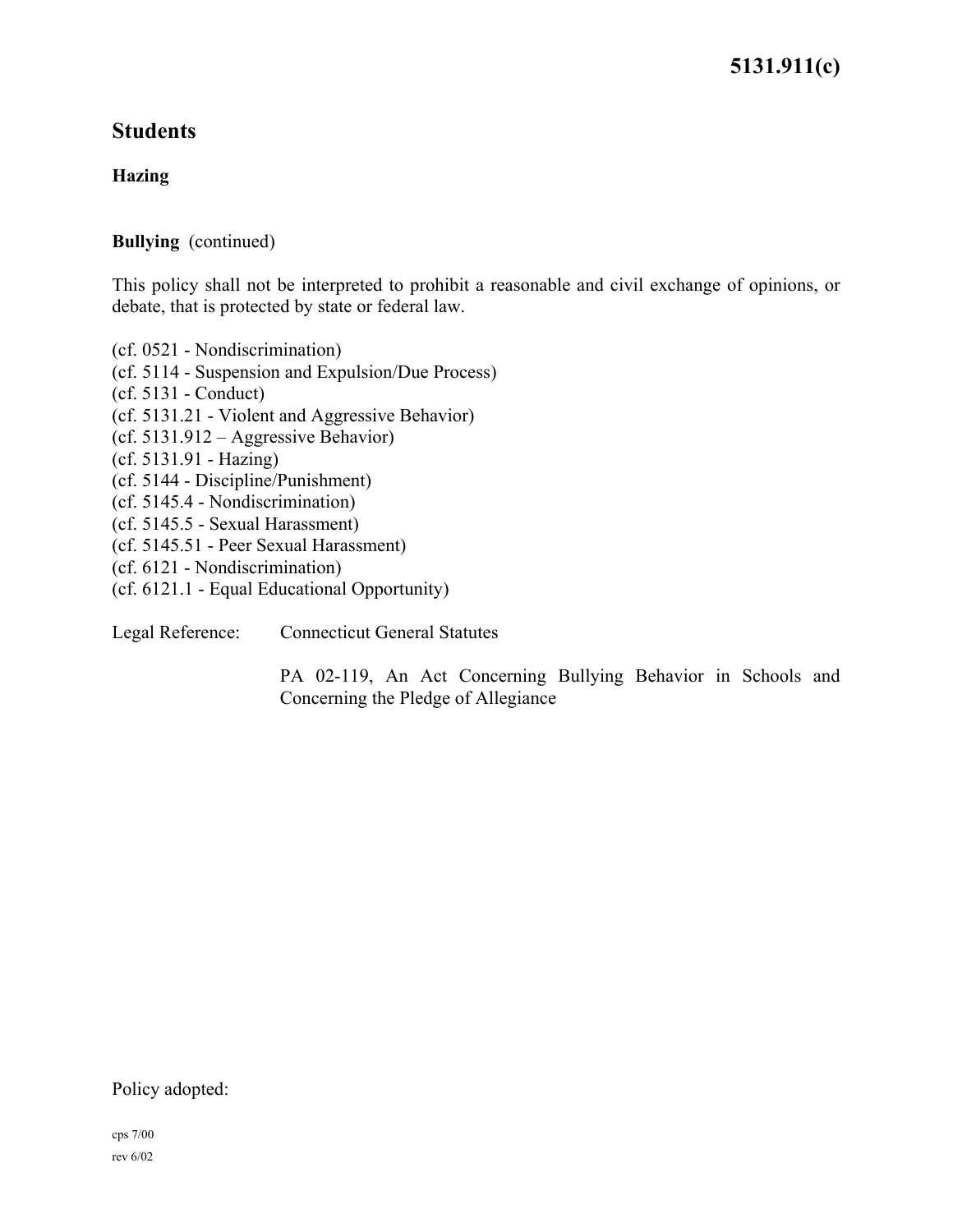# 5131.911(c)

## Students

### Hazing

**Bullying** (continued)

This policy shall not be interpreted to prohibit a reasonable and civil exchange of opinions, or debate, that is protected by state or federal law.

(cf. 0521 - Nondiscrimination)
(cf. 5114 - Suspension and Expulsion/Due Process)
(cf. 5131 - Conduct)
(cf. 5131.21 - Violent and Aggressive Behavior)
(cf. 5131.912 – Aggressive Behavior)
(cf. 5131.91 - Hazing)
(cf. 5144 - Discipline/Punishment)
(cf. 5145.4 - Nondiscrimination)
(cf. 5145.5 - Sexual Harassment)
(cf. 5145.51 - Peer Sexual Harassment)
(cf. 6121 - Nondiscrimination)
(cf. 6121.1 - Equal Educational Opportunity)

Legal Reference: Connecticut General Statutes

PA 02-119, An Act Concerning Bullying Behavior in Schools and Concerning the Pledge of Allegiance

Policy adopted:

cps 7/00
rev 6/02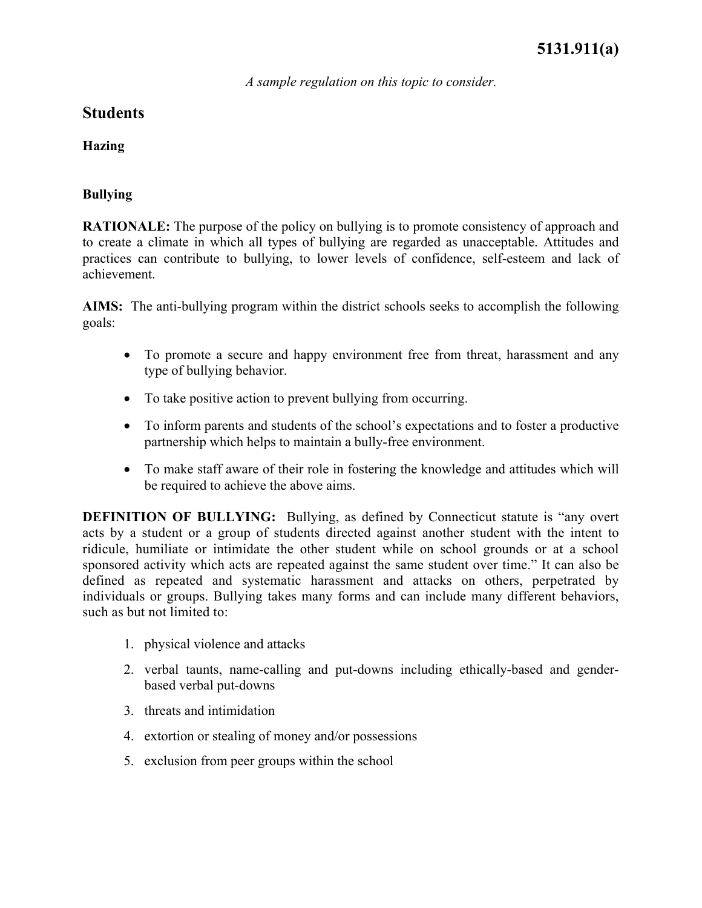# 5131.911(a)

*A sample regulation on this topic to consider.*

## Students

### Hazing

### Bullying

**RATIONALE:** The purpose of the policy on bullying is to promote consistency of approach and to create a climate in which all types of bullying are regarded as unacceptable. Attitudes and practices can contribute to bullying, to lower levels of confidence, self-esteem and lack of achievement.

**AIMS:** The anti-bullying program within the district schools seeks to accomplish the following goals:

- To promote a secure and happy environment free from threat, harassment and any type of bullying behavior.
- To take positive action to prevent bullying from occurring.
- To inform parents and students of the school's expectations and to foster a productive partnership which helps to maintain a bully-free environment.
- To make staff aware of their role in fostering the knowledge and attitudes which will be required to achieve the above aims.

**DEFINITION OF BULLYING:** Bullying, as defined by Connecticut statute is "any overt acts by a student or a group of students directed against another student with the intent to ridicule, humiliate or intimidate the other student while on school grounds or at a school sponsored activity which acts are repeated against the same student over time." It can also be defined as repeated and systematic harassment and attacks on others, perpetrated by individuals or groups. Bullying takes many forms and can include many different behaviors, such as but not limited to:

1. physical violence and attacks
2. verbal taunts, name-calling and put-downs including ethically-based and gender-based verbal put-downs
3. threats and intimidation
4. extortion or stealing of money and/or possessions
5. exclusion from peer groups within the school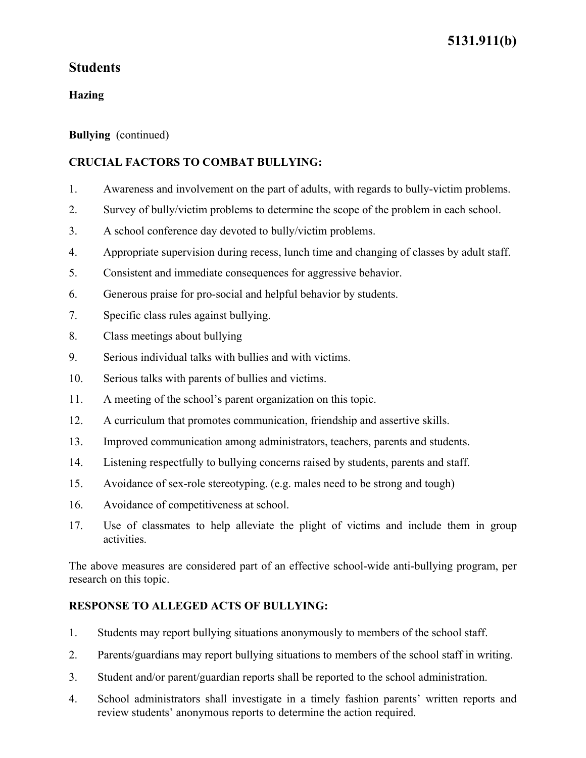# Students

## Hazing

**Bullying** (continued)

### CRUCIAL FACTORS TO COMBAT BULLYING:

1. Awareness and involvement on the part of adults, with regards to bully-victim problems.
2. Survey of bully/victim problems to determine the scope of the problem in each school.
3. A school conference day devoted to bully/victim problems.
4. Appropriate supervision during recess, lunch time and changing of classes by adult staff.
5. Consistent and immediate consequences for aggressive behavior.
6. Generous praise for pro-social and helpful behavior by students.
7. Specific class rules against bullying.
8. Class meetings about bullying
9. Serious individual talks with bullies and with victims.
10. Serious talks with parents of bullies and victims.
11. A meeting of the school's parent organization on this topic.
12. A curriculum that promotes communication, friendship and assertive skills.
13. Improved communication among administrators, teachers, parents and students.
14. Listening respectfully to bullying concerns raised by students, parents and staff.
15. Avoidance of sex-role stereotyping. (e.g. males need to be strong and tough)
16. Avoidance of competitiveness at school.
17. Use of classmates to help alleviate the plight of victims and include them in group activities.

The above measures are considered part of an effective school-wide anti-bullying program, per research on this topic.

### RESPONSE TO ALLEGED ACTS OF BULLYING:

1. Students may report bullying situations anonymously to members of the school staff.
2. Parents/guardians may report bullying situations to members of the school staff in writing.
3. Student and/or parent/guardian reports shall be reported to the school administration.
4. School administrators shall investigate in a timely fashion parents' written reports and review students' anonymous reports to determine the action required.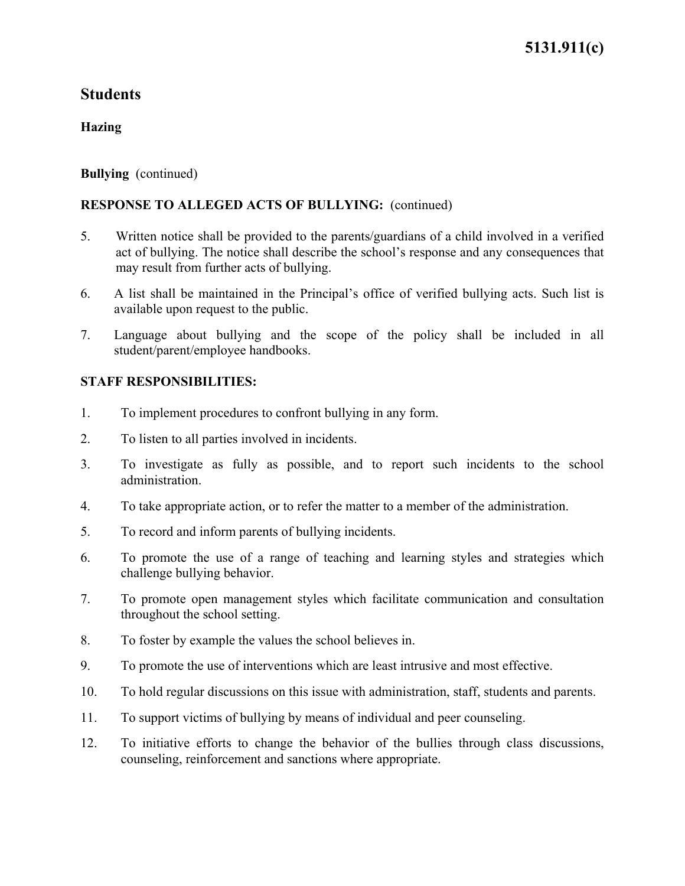# Students

## Hazing

### Bullying (continued)

**RESPONSE TO ALLEGED ACTS OF BULLYING:** (continued)

5. Written notice shall be provided to the parents/guardians of a child involved in a verified act of bullying. The notice shall describe the school's response and any consequences that may result from further acts of bullying.
6. A list shall be maintained in the Principal's office of verified bullying acts. Such list is available upon request to the public.
7. Language about bullying and the scope of the policy shall be included in all student/parent/employee handbooks.

**STAFF RESPONSIBILITIES:**

1. To implement procedures to confront bullying in any form.
2. To listen to all parties involved in incidents.
3. To investigate as fully as possible, and to report such incidents to the school administration.
4. To take appropriate action, or to refer the matter to a member of the administration.
5. To record and inform parents of bullying incidents.
6. To promote the use of a range of teaching and learning styles and strategies which challenge bullying behavior.
7. To promote open management styles which facilitate communication and consultation throughout the school setting.
8. To foster by example the values the school believes in.
9. To promote the use of interventions which are least intrusive and most effective.
10. To hold regular discussions on this issue with administration, staff, students and parents.
11. To support victims of bullying by means of individual and peer counseling.
12. To initiative efforts to change the behavior of the bullies through class discussions, counseling, reinforcement and sanctions where appropriate.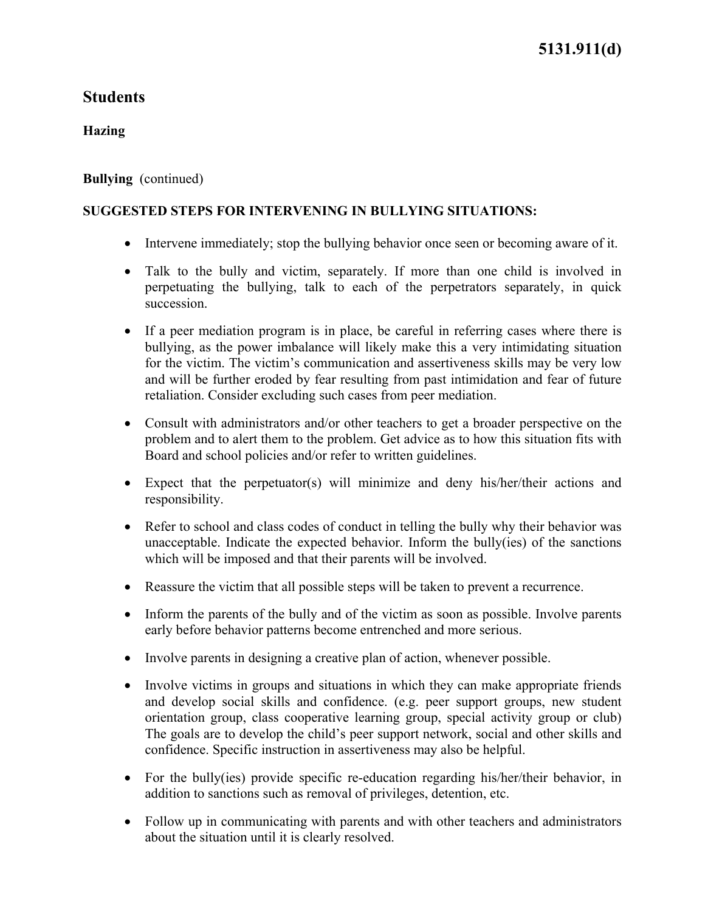5131.911(d)

## Students

### Hazing

**Bullying** (continued)

**SUGGESTED STEPS FOR INTERVENING IN BULLYING SITUATIONS:**

- Intervene immediately; stop the bullying behavior once seen or becoming aware of it.
- Talk to the bully and victim, separately. If more than one child is involved in perpetuating the bullying, talk to each of the perpetrators separately, in quick succession.
- If a peer mediation program is in place, be careful in referring cases where there is bullying, as the power imbalance will likely make this a very intimidating situation for the victim. The victim's communication and assertiveness skills may be very low and will be further eroded by fear resulting from past intimidation and fear of future retaliation. Consider excluding such cases from peer mediation.
- Consult with administrators and/or other teachers to get a broader perspective on the problem and to alert them to the problem. Get advice as to how this situation fits with Board and school policies and/or refer to written guidelines.
- Expect that the perpetuator(s) will minimize and deny his/her/their actions and responsibility.
- Refer to school and class codes of conduct in telling the bully why their behavior was unacceptable. Indicate the expected behavior. Inform the bully(ies) of the sanctions which will be imposed and that their parents will be involved.
- Reassure the victim that all possible steps will be taken to prevent a recurrence.
- Inform the parents of the bully and of the victim as soon as possible. Involve parents early before behavior patterns become entrenched and more serious.
- Involve parents in designing a creative plan of action, whenever possible.
- Involve victims in groups and situations in which they can make appropriate friends and develop social skills and confidence. (e.g. peer support groups, new student orientation group, class cooperative learning group, special activity group or club) The goals are to develop the child's peer support network, social and other skills and confidence. Specific instruction in assertiveness may also be helpful.
- For the bully(ies) provide specific re-education regarding his/her/their behavior, in addition to sanctions such as removal of privileges, detention, etc.
- Follow up in communicating with parents and with other teachers and administrators about the situation until it is clearly resolved.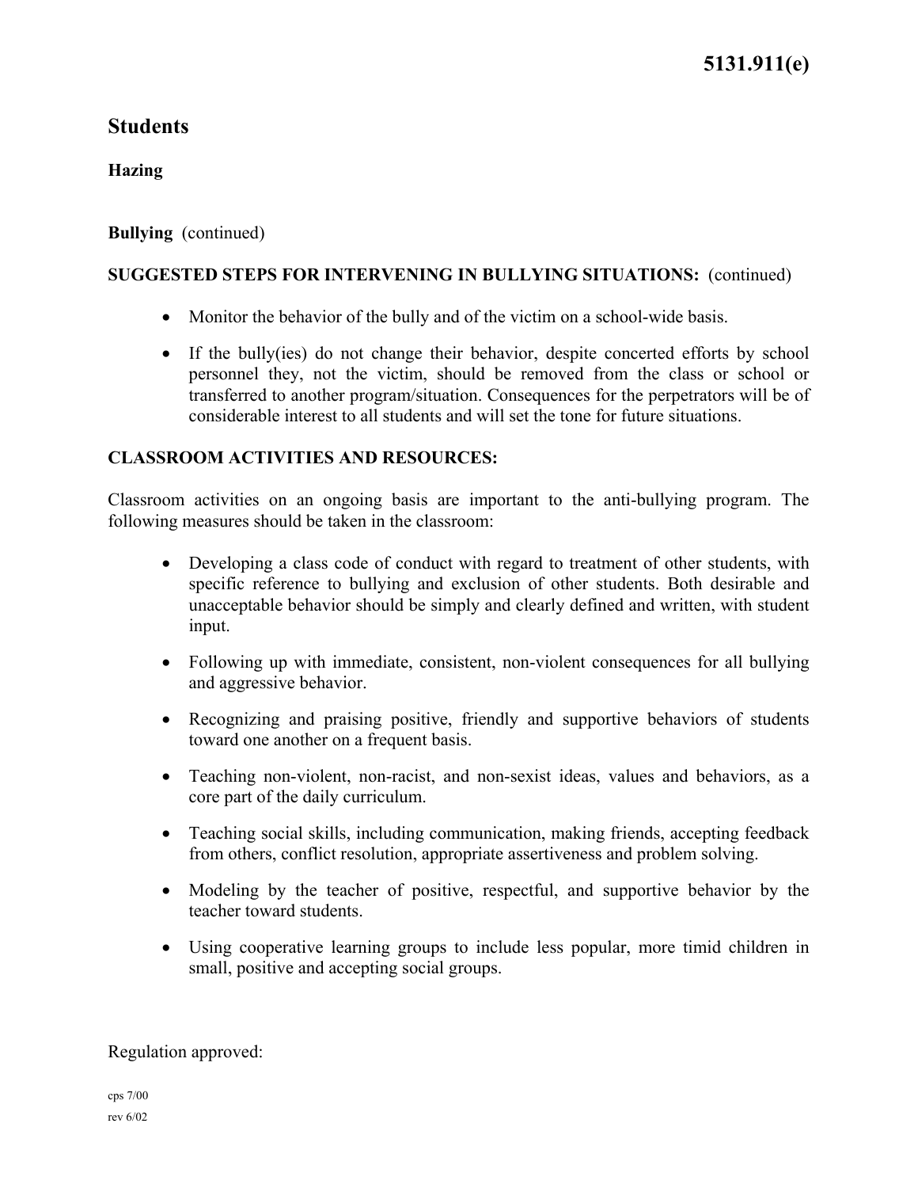# 5131.911(e)

## Students

### Hazing

**Bullying** (continued)

**SUGGESTED STEPS FOR INTERVENING IN BULLYING SITUATIONS:** (continued)

- Monitor the behavior of the bully and of the victim on a school-wide basis.
- If the bully(ies) do not change their behavior, despite concerted efforts by school personnel they, not the victim, should be removed from the class or school or transferred to another program/situation. Consequences for the perpetrators will be of considerable interest to all students and will set the tone for future situations.

**CLASSROOM ACTIVITIES AND RESOURCES:**

Classroom activities on an ongoing basis are important to the anti-bullying program. The following measures should be taken in the classroom:

- Developing a class code of conduct with regard to treatment of other students, with specific reference to bullying and exclusion of other students. Both desirable and unacceptable behavior should be simply and clearly defined and written, with student input.
- Following up with immediate, consistent, non-violent consequences for all bullying and aggressive behavior.
- Recognizing and praising positive, friendly and supportive behaviors of students toward one another on a frequent basis.
- Teaching non-violent, non-racist, and non-sexist ideas, values and behaviors, as a core part of the daily curriculum.
- Teaching social skills, including communication, making friends, accepting feedback from others, conflict resolution, appropriate assertiveness and problem solving.
- Modeling by the teacher of positive, respectful, and supportive behavior by the teacher toward students.
- Using cooperative learning groups to include less popular, more timid children in small, positive and accepting social groups.

Regulation approved:

cps 7/00

rev 6/02